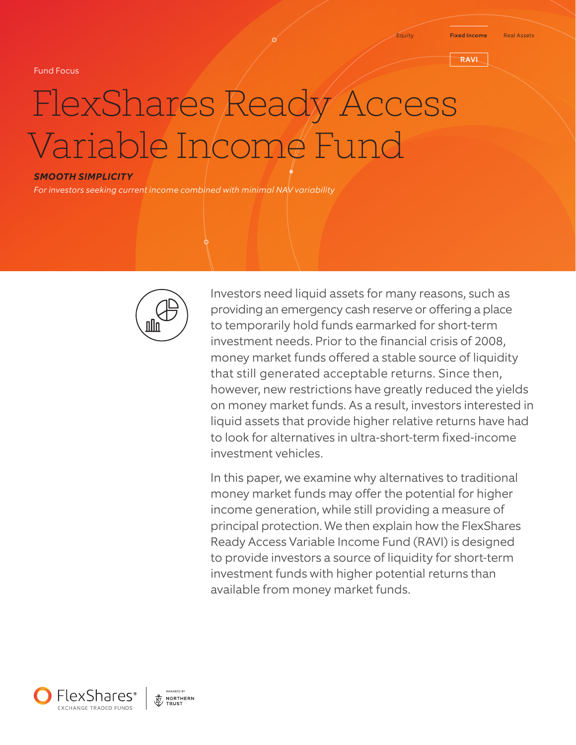Equity | **Fixed Income** | Real Assets

RAVI

Fund Focus

# FlexShares Ready Access Variable Income Fund

***SMOOTH SIMPLICITY***

*For investors seeking current income combined with minimal NAV variability*

Investors need liquid assets for many reasons, such as providing an emergency cash reserve or offering a place to temporarily hold funds earmarked for short-term investment needs. Prior to the financial crisis of 2008, money market funds offered a stable source of liquidity that still generated acceptable returns. Since then, however, new restrictions have greatly reduced the yields on money market funds. As a result, investors interested in liquid assets that provide higher relative returns have had to look for alternatives in ultra-short-term fixed-income investment vehicles.

In this paper, we examine why alternatives to traditional money market funds may offer the potential for higher income generation, while still providing a measure of principal protection. We then explain how the FlexShares Ready Access Variable Income Fund (RAVI) is designed to provide investors a source of liquidity for short-term investment funds with higher potential returns than available from money market funds.

FlexShares® EXCHANGE TRADED FUNDS | MANAGED BY NORTHERN TRUST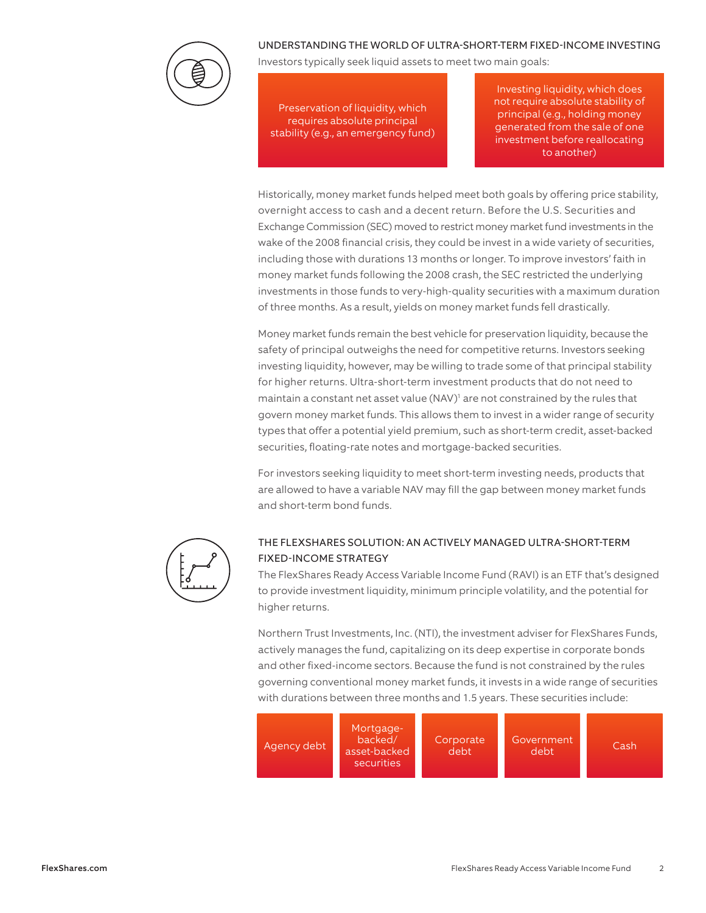## UNDERSTANDING THE WORLD OF ULTRA-SHORT-TERM FIXED-INCOME INVESTING

Investors typically seek liquid assets to meet two main goals:

- Preservation of liquidity, which requires absolute principal stability (e.g., an emergency fund)
- Investing liquidity, which does not require absolute stability of principal (e.g., holding money generated from the sale of one investment before reallocating to another)

Historically, money market funds helped meet both goals by offering price stability, overnight access to cash and a decent return. Before the U.S. Securities and Exchange Commission (SEC) moved to restrict money market fund investments in the wake of the 2008 financial crisis, they could be invest in a wide variety of securities, including those with durations 13 months or longer. To improve investors' faith in money market funds following the 2008 crash, the SEC restricted the underlying investments in those funds to very-high-quality securities with a maximum duration of three months. As a result, yields on money market funds fell drastically.

Money market funds remain the best vehicle for preservation liquidity, because the safety of principal outweighs the need for competitive returns. Investors seeking investing liquidity, however, may be willing to trade some of that principal stability for higher returns. Ultra-short-term investment products that do not need to maintain a constant net asset value (NAV)[1] are not constrained by the rules that govern money market funds. This allows them to invest in a wider range of security types that offer a potential yield premium, such as short-term credit, asset-backed securities, floating-rate notes and mortgage-backed securities.

For investors seeking liquidity to meet short-term investing needs, products that are allowed to have a variable NAV may fill the gap between money market funds and short-term bond funds.

## THE FLEXSHARES SOLUTION: AN ACTIVELY MANAGED ULTRA-SHORT-TERM FIXED-INCOME STRATEGY

The FlexShares Ready Access Variable Income Fund (RAVI) is an ETF that's designed to provide investment liquidity, minimum principle volatility, and the potential for higher returns.

Northern Trust Investments, Inc. (NTI), the investment adviser for FlexShares Funds, actively manages the fund, capitalizing on its deep expertise in corporate bonds and other fixed-income sectors. Because the fund is not constrained by the rules governing conventional money market funds, it invests in a wide range of securities with durations between three months and 1.5 years. These securities include:

- Agency debt
- Mortgage-backed/asset-backed securities
- Corporate debt
- Government debt
- Cash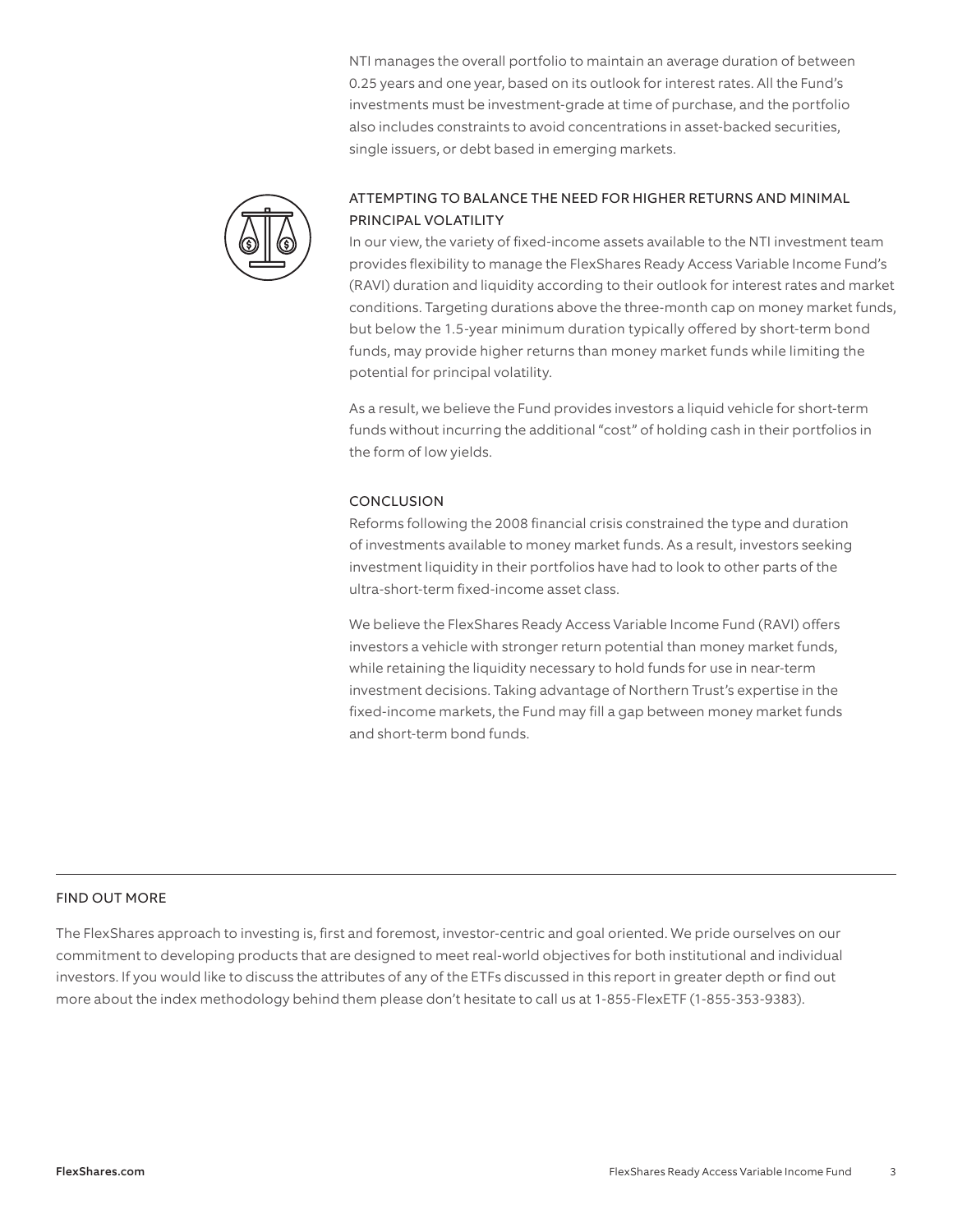NTI manages the overall portfolio to maintain an average duration of between 0.25 years and one year, based on its outlook for interest rates. All the Fund's investments must be investment-grade at time of purchase, and the portfolio also includes constraints to avoid concentrations in asset-backed securities, single issuers, or debt based in emerging markets.

## ATTEMPTING TO BALANCE THE NEED FOR HIGHER RETURNS AND MINIMAL PRINCIPAL VOLATILITY

In our view, the variety of fixed-income assets available to the NTI investment team provides flexibility to manage the FlexShares Ready Access Variable Income Fund's (RAVI) duration and liquidity according to their outlook for interest rates and market conditions. Targeting durations above the three-month cap on money market funds, but below the 1.5-year minimum duration typically offered by short-term bond funds, may provide higher returns than money market funds while limiting the potential for principal volatility.

As a result, we believe the Fund provides investors a liquid vehicle for short-term funds without incurring the additional "cost" of holding cash in their portfolios in the form of low yields.

## CONCLUSION

Reforms following the 2008 financial crisis constrained the type and duration of investments available to money market funds. As a result, investors seeking investment liquidity in their portfolios have had to look to other parts of the ultra-short-term fixed-income asset class.

We believe the FlexShares Ready Access Variable Income Fund (RAVI) offers investors a vehicle with stronger return potential than money market funds, while retaining the liquidity necessary to hold funds for use in near-term investment decisions. Taking advantage of Northern Trust's expertise in the fixed-income markets, the Fund may fill a gap between money market funds and short-term bond funds.

## FIND OUT MORE

The FlexShares approach to investing is, first and foremost, investor-centric and goal oriented. We pride ourselves on our commitment to developing products that are designed to meet real-world objectives for both institutional and individual investors. If you would like to discuss the attributes of any of the ETFs discussed in this report in greater depth or find out more about the index methodology behind them please don't hesitate to call us at 1-855-FlexETF (1-855-353-9383).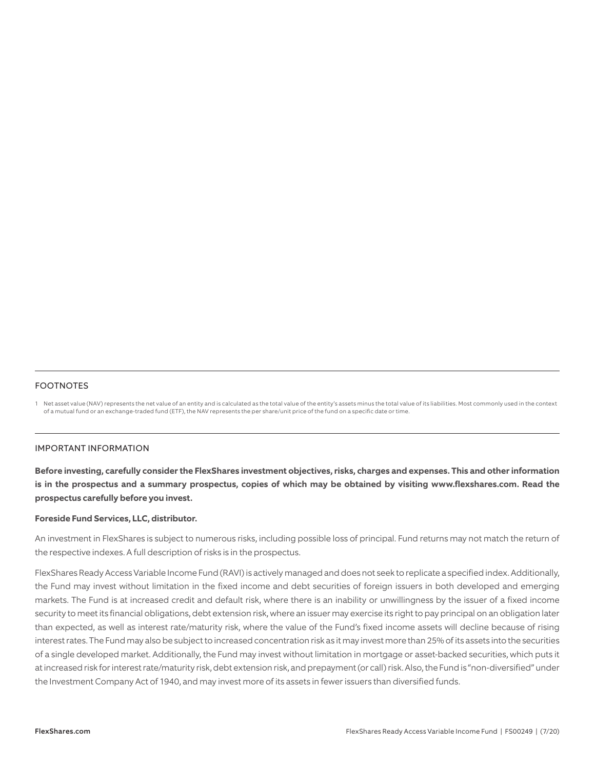## FOOTNOTES

1 Net asset value (NAV) represents the net value of an entity and is calculated as the total value of the entity's assets minus the total value of its liabilities. Most commonly used in the context of a mutual fund or an exchange-traded fund (ETF), the NAV represents the per share/unit price of the fund on a specific date or time.

## IMPORTANT INFORMATION

**Before investing, carefully consider the FlexShares investment objectives, risks, charges and expenses. This and other information is in the prospectus and a summary prospectus, copies of which may be obtained by visiting www.flexshares.com. Read the prospectus carefully before you invest.**

**Foreside Fund Services, LLC, distributor.**

An investment in FlexShares is subject to numerous risks, including possible loss of principal. Fund returns may not match the return of the respective indexes. A full description of risks is in the prospectus.

FlexShares Ready Access Variable Income Fund (RAVI) is actively managed and does not seek to replicate a specified index. Additionally, the Fund may invest without limitation in the fixed income and debt securities of foreign issuers in both developed and emerging markets. The Fund is at increased credit and default risk, where there is an inability or unwillingness by the issuer of a fixed income security to meet its financial obligations, debt extension risk, where an issuer may exercise its right to pay principal on an obligation later than expected, as well as interest rate/maturity risk, where the value of the Fund's fixed income assets will decline because of rising interest rates. The Fund may also be subject to increased concentration risk as it may invest more than 25% of its assets into the securities of a single developed market. Additionally, the Fund may invest without limitation in mortgage or asset-backed securities, which puts it at increased risk for interest rate/maturity risk, debt extension risk, and prepayment (or call) risk. Also, the Fund is "non-diversified" under the Investment Company Act of 1940, and may invest more of its assets in fewer issuers than diversified funds.